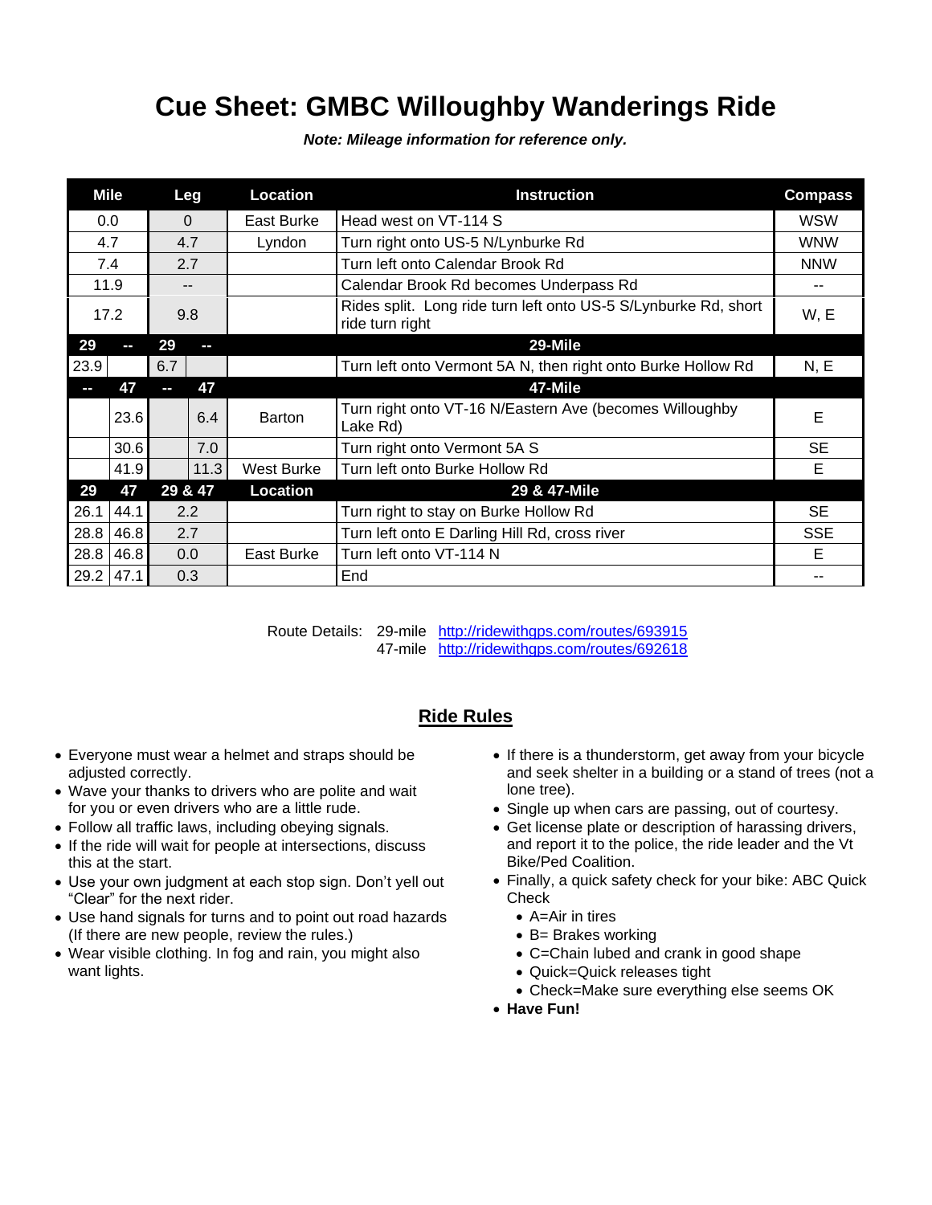# Cue Sheet: GMBC Willoughby Wanderings Ride

***Note: Mileage information for reference only.***

| Mile | | Leg | | Location | Instruction | Compass |
|---|---|---|---|---|---|---|
| 0.0 | | 0 | | East Burke | Head west on VT-114 S | WSW |
| 4.7 | | 4.7 | | Lyndon | Turn right onto US-5 N/Lynburke Rd | WNW |
| 7.4 | | 2.7 | | | Turn left onto Calendar Brook Rd | NNW |
| 11.9 | | -- | | | Calendar Brook Rd becomes Underpass Rd | -- |
| 17.2 | | 9.8 | | | Rides split. Long ride turn left onto US-5 S/Lynburke Rd, short ride turn right | W, E |
| **29** | **--** | **29** | **--** | | **29-Mile** | |
| 23.9 | | 6.7 | | | Turn left onto Vermont 5A N, then right onto Burke Hollow Rd | N, E |
| **--** | **47** | **--** | **47** | | **47-Mile** | |
| | 23.6 | | 6.4 | Barton | Turn right onto VT-16 N/Eastern Ave (becomes Willoughby Lake Rd) | E |
| | 30.6 | | 7.0 | | Turn right onto Vermont 5A S | SE |
| | 41.9 | | 11.3 | West Burke | Turn left onto Burke Hollow Rd | E |
| **29** | **47** | **29 & 47** | | **Location** | **29 & 47-Mile** | |
| 26.1 | 44.1 | 2.2 | | | Turn right to stay on Burke Hollow Rd | SE |
| 28.8 | 46.8 | 2.7 | | | Turn left onto E Darling Hill Rd, cross river | SSE |
| 28.8 | 46.8 | 0.0 | | East Burke | Turn left onto VT-114 N | E |
| 29.2 | 47.1 | 0.3 | | | End | -- |

Route Details: 29-mile http://ridewithgps.com/routes/693915
47-mile http://ridewithgps.com/routes/692618

## Ride Rules

- Everyone must wear a helmet and straps should be adjusted correctly.
- Wave your thanks to drivers who are polite and wait for you or even drivers who are a little rude.
- Follow all traffic laws, including obeying signals.
- If the ride will wait for people at intersections, discuss this at the start.
- Use your own judgment at each stop sign. Don't yell out "Clear" for the next rider.
- Use hand signals for turns and to point out road hazards (If there are new people, review the rules.)
- Wear visible clothing. In fog and rain, you might also want lights.
- If there is a thunderstorm, get away from your bicycle and seek shelter in a building or a stand of trees (not a lone tree).
- Single up when cars are passing, out of courtesy.
- Get license plate or description of harassing drivers, and report it to the police, the ride leader and the Vt Bike/Ped Coalition.
- Finally, a quick safety check for your bike: ABC Quick Check
  - A=Air in tires
  - B= Brakes working
  - C=Chain lubed and crank in good shape
  - Quick=Quick releases tight
  - Check=Make sure everything else seems OK
- **Have Fun!**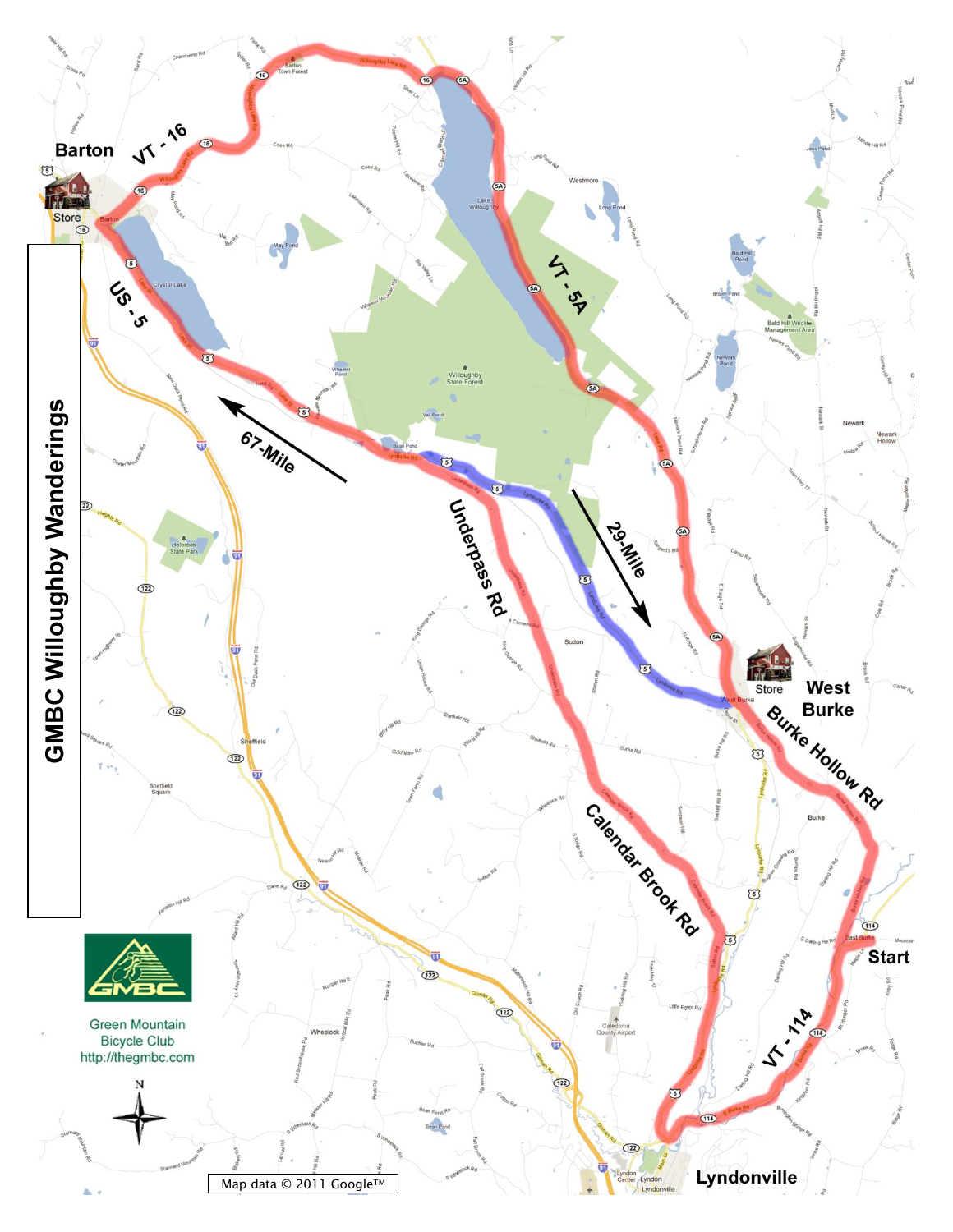# GMBC Willoughby Wanderings

Barton

Store

VT - 16

US - 5

VT - 5A

67-Mile

29-Mile

Underpass Rd

Store

West Burke

Burke Hollow Rd

Calendar Brook Rd

Start

VT - 114

Lyndonville

Green Mountain Bicycle Club
http://thegmbc.com

Map data © 2011 Google™